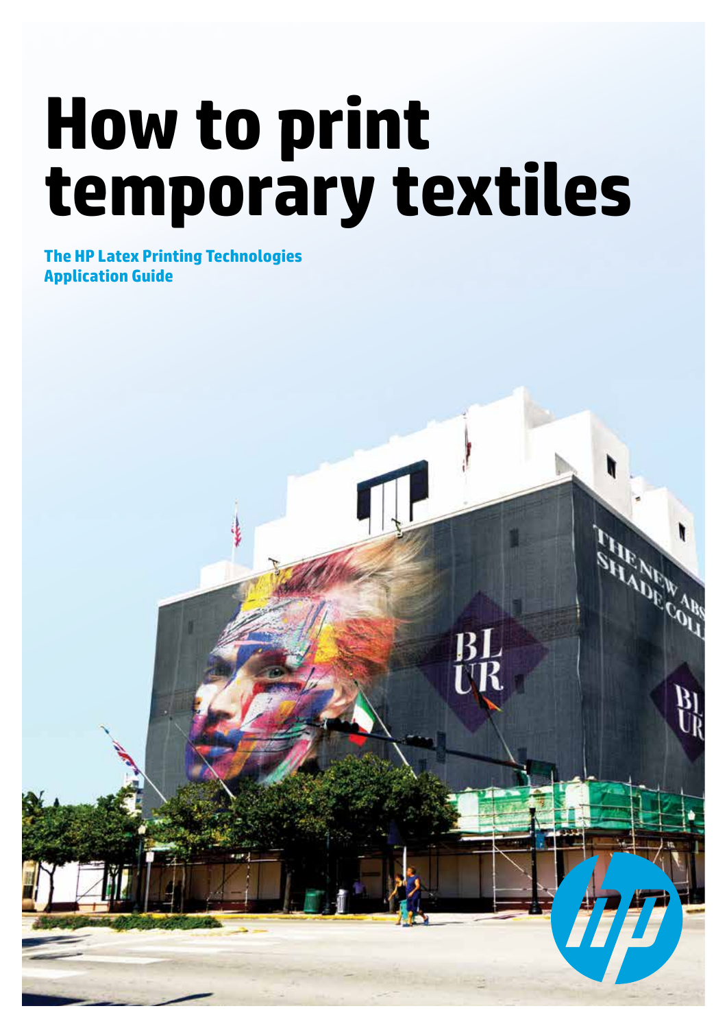# How to print temporary textiles

**The HP Latex Printing Technologies Application Guide**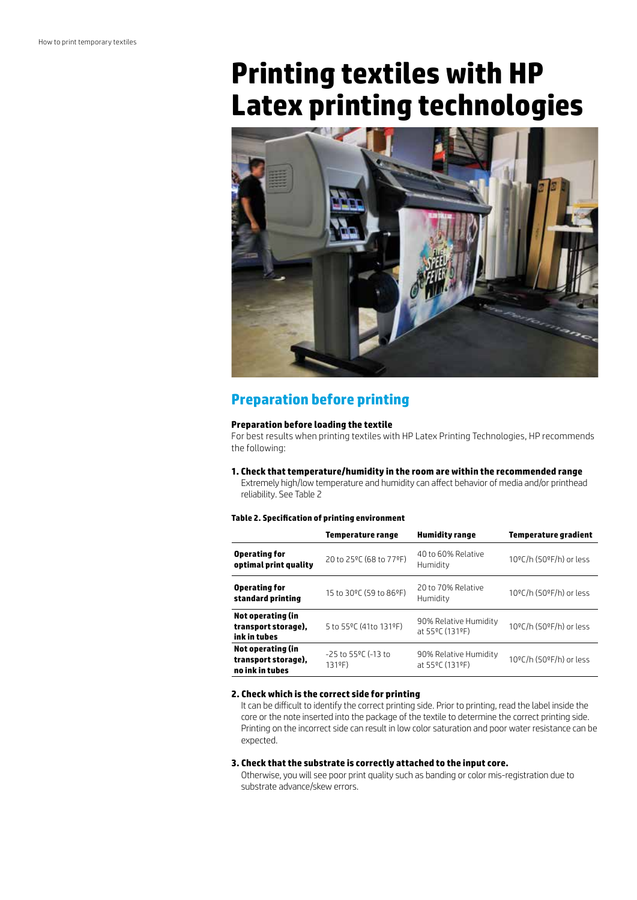# Printing textiles with HP Latex printing technologies

## Preparation before printing

**Preparation before loading the textile**

For best results when printing textiles with HP Latex Printing Technologies, HP recommends the following:

**1. Check that temperature/humidity in the room are within the recommended range**

Extremely high/low temperature and humidity can affect behavior of media and/or printhead reliability. See Table 2

**Table 2. Specification of printing environment**

| | Temperature range | Humidity range | Temperature gradient |
|---|---|---|---|
| **Operating for optimal print quality** | 20 to 25ºC (68 to 77ºF) | 40 to 60% Relative Humidity | 10ºC/h (50ºF/h) or less |
| **Operating for standard printing** | 15 to 30ºC (59 to 86ºF) | 20 to 70% Relative Humidity | 10ºC/h (50ºF/h) or less |
| **Not operating (in transport storage), ink in tubes** | 5 to 55ºC (41to 131ºF) | 90% Relative Humidity at 55ºC (131ºF) | 10ºC/h (50ºF/h) or less |
| **Not operating (in transport storage), no ink in tubes** | -25 to 55ºC (-13 to 131ºF) | 90% Relative Humidity at 55ºC (131ºF) | 10ºC/h (50ºF/h) or less |

**2. Check which is the correct side for printing**

It can be difficult to identify the correct printing side. Prior to printing, read the label inside the core or the note inserted into the package of the textile to determine the correct printing side. Printing on the incorrect side can result in low color saturation and poor water resistance can be expected.

**3. Check that the substrate is correctly attached to the input core.**

Otherwise, you will see poor print quality such as banding or color mis-registration due to substrate advance/skew errors.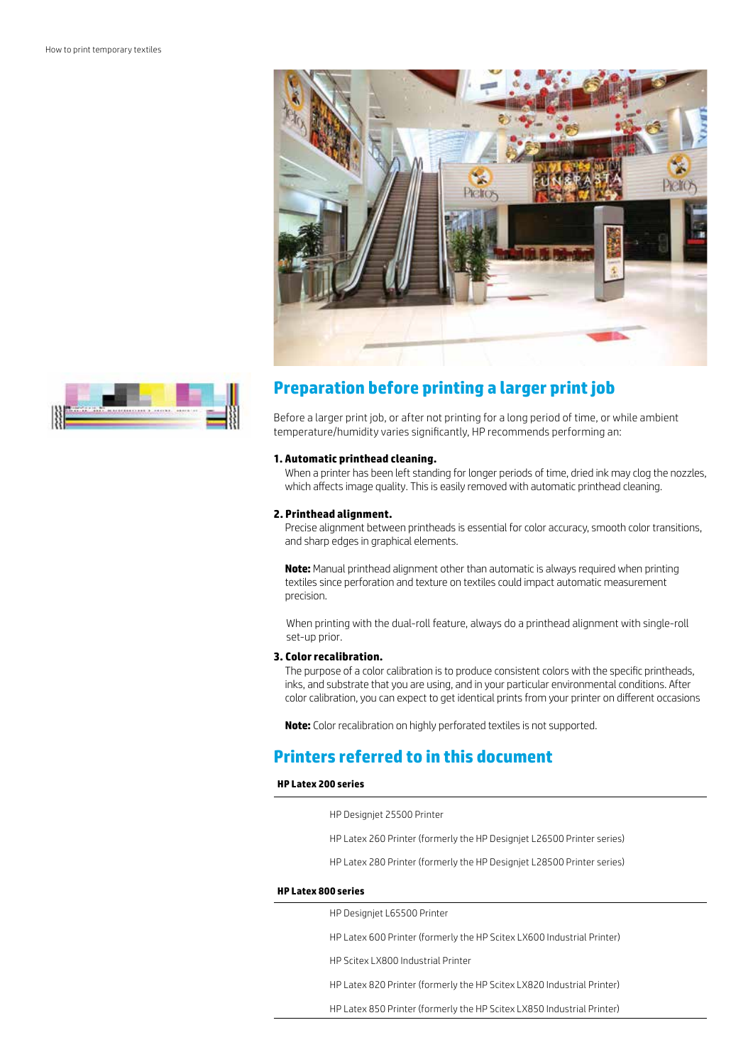## Preparation before printing a larger print job

Before a larger print job, or after not printing for a long period of time, or while ambient temperature/humidity varies significantly, HP recommends performing an:

**1. Automatic printhead cleaning.**

When a printer has been left standing for longer periods of time, dried ink may clog the nozzles, which affects image quality. This is easily removed with automatic printhead cleaning.

**2. Printhead alignment.**

Precise alignment between printheads is essential for color accuracy, smooth color transitions, and sharp edges in graphical elements.

**Note:** Manual printhead alignment other than automatic is always required when printing textiles since perforation and texture on textiles could impact automatic measurement precision.

When printing with the dual-roll feature, always do a printhead alignment with single-roll set-up prior.

**3. Color recalibration.**

The purpose of a color calibration is to produce consistent colors with the specific printheads, inks, and substrate that you are using, and in your particular environmental conditions. After color calibration, you can expect to get identical prints from your printer on different occasions

**Note:** Color recalibration on highly perforated textiles is not supported.

## Printers referred to in this document

**HP Latex 200 series**

- HP Designjet 25500 Printer
- HP Latex 260 Printer (formerly the HP Designjet L26500 Printer series)
- HP Latex 280 Printer (formerly the HP Designjet L28500 Printer series)

**HP Latex 800 series**

- HP Designjet L65500 Printer
- HP Latex 600 Printer (formerly the HP Scitex LX600 Industrial Printer)
- HP Scitex LX800 Industrial Printer
- HP Latex 820 Printer (formerly the HP Scitex LX820 Industrial Printer)
- HP Latex 850 Printer (formerly the HP Scitex LX850 Industrial Printer)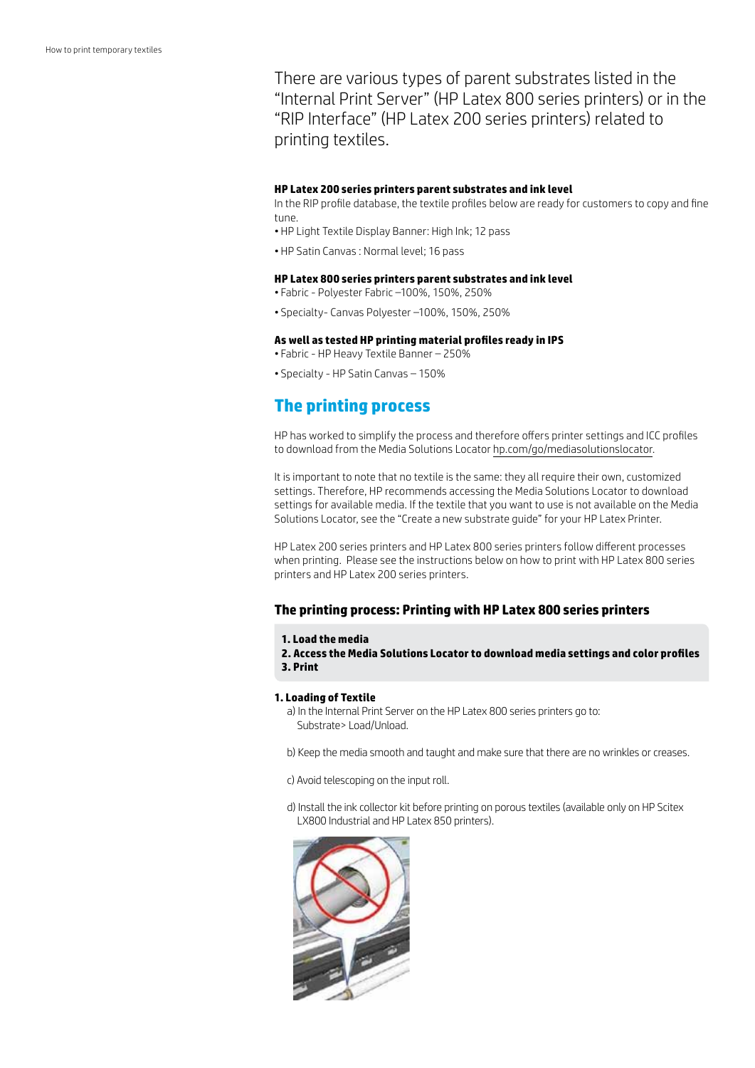There are various types of parent substrates listed in the "Internal Print Server" (HP Latex 800 series printers) or in the "RIP Interface" (HP Latex 200 series printers) related to printing textiles.

**HP Latex 200 series printers parent substrates and ink level**

In the RIP profile database, the textile profiles below are ready for customers to copy and fine tune.

- HP Light Textile Display Banner: High Ink; 12 pass
- HP Satin Canvas : Normal level; 16 pass

**HP Latex 800 series printers parent substrates and ink level**

- Fabric - Polyester Fabric –100%, 150%, 250%
- Specialty- Canvas Polyester –100%, 150%, 250%

**As well as tested HP printing material profiles ready in IPS**

- Fabric - HP Heavy Textile Banner – 250%
- Specialty - HP Satin Canvas – 150%

## The printing process

HP has worked to simplify the process and therefore offers printer settings and ICC profiles to download from the Media Solutions Locator hp.com/go/mediasolutionslocator.

It is important to note that no textile is the same: they all require their own, customized settings. Therefore, HP recommends accessing the Media Solutions Locator to download settings for available media. If the textile that you want to use is not available on the Media Solutions Locator, see the "Create a new substrate guide" for your HP Latex Printer.

HP Latex 200 series printers and HP Latex 800 series printers follow different processes when printing. Please see the instructions below on how to print with HP Latex 800 series printers and HP Latex 200 series printers.

### The printing process: Printing with HP Latex 800 series printers

**1. Load the media**
**2. Access the Media Solutions Locator to download media settings and color profiles**
**3. Print**

**1. Loading of Textile**

a) In the Internal Print Server on the HP Latex 800 series printers go to: Substrate> Load/Unload.

b) Keep the media smooth and taught and make sure that there are no wrinkles or creases.

c) Avoid telescoping on the input roll.

d) Install the ink collector kit before printing on porous textiles (available only on HP Scitex LX800 Industrial and HP Latex 850 printers).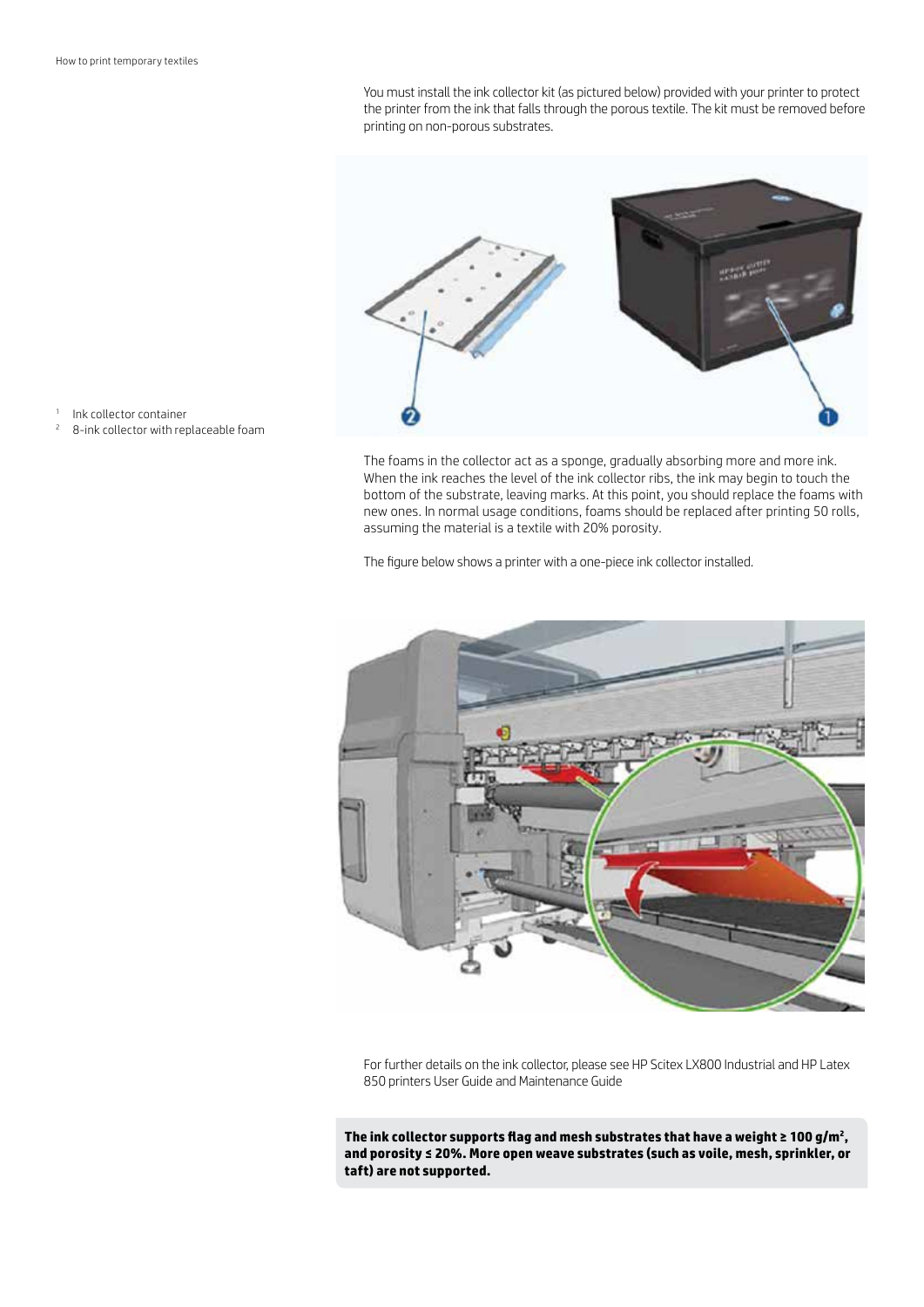You must install the ink collector kit (as pictured below) provided with your printer to protect the printer from the ink that falls through the porous textile. The kit must be removed before printing on non-porous substrates.

1. Ink collector container
2. 8-ink collector with replaceable foam

The foams in the collector act as a sponge, gradually absorbing more and more ink. When the ink reaches the level of the ink collector ribs, the ink may begin to touch the bottom of the substrate, leaving marks. At this point, you should replace the foams with new ones. In normal usage conditions, foams should be replaced after printing 50 rolls, assuming the material is a textile with 20% porosity.

The figure below shows a printer with a one-piece ink collector installed.

For further details on the ink collector, please see HP Scitex LX800 Industrial and HP Latex 850 printers User Guide and Maintenance Guide

**The ink collector supports flag and mesh substrates that have a weight ≥ 100 g/m², and porosity ≤ 20%. More open weave substrates (such as voile, mesh, sprinkler, or taft) are not supported.**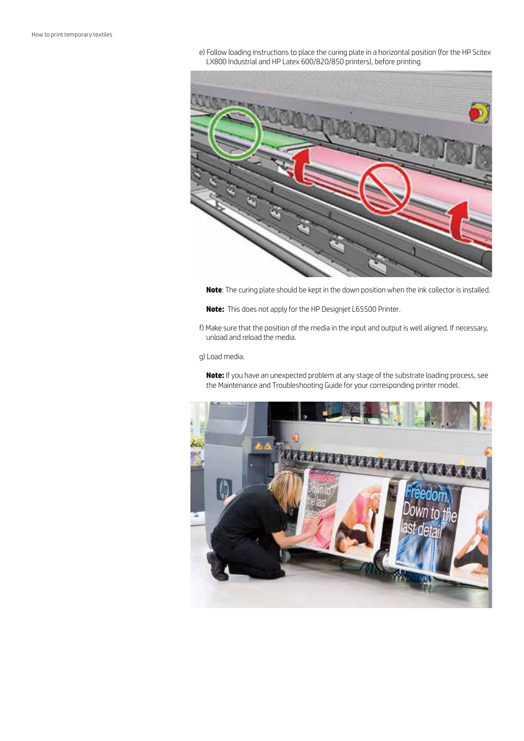e) Follow loading instructions to place the curing plate in a horizontal position (for the HP Scitex LX800 Industrial and HP Latex 600/820/850 printers), before printing.

**Note**: The curing plate should be kept in the down position when the ink collector is installed.

**Note:** This does not apply for the HP Designjet L65500 Printer.

f) Make sure that the position of the media in the input and output is well aligned. If necessary, unload and reload the media.

g) Load media.

**Note:** If you have an unexpected problem at any stage of the substrate loading process, see the Maintenance and Troubleshooting Guide for your corresponding printer model.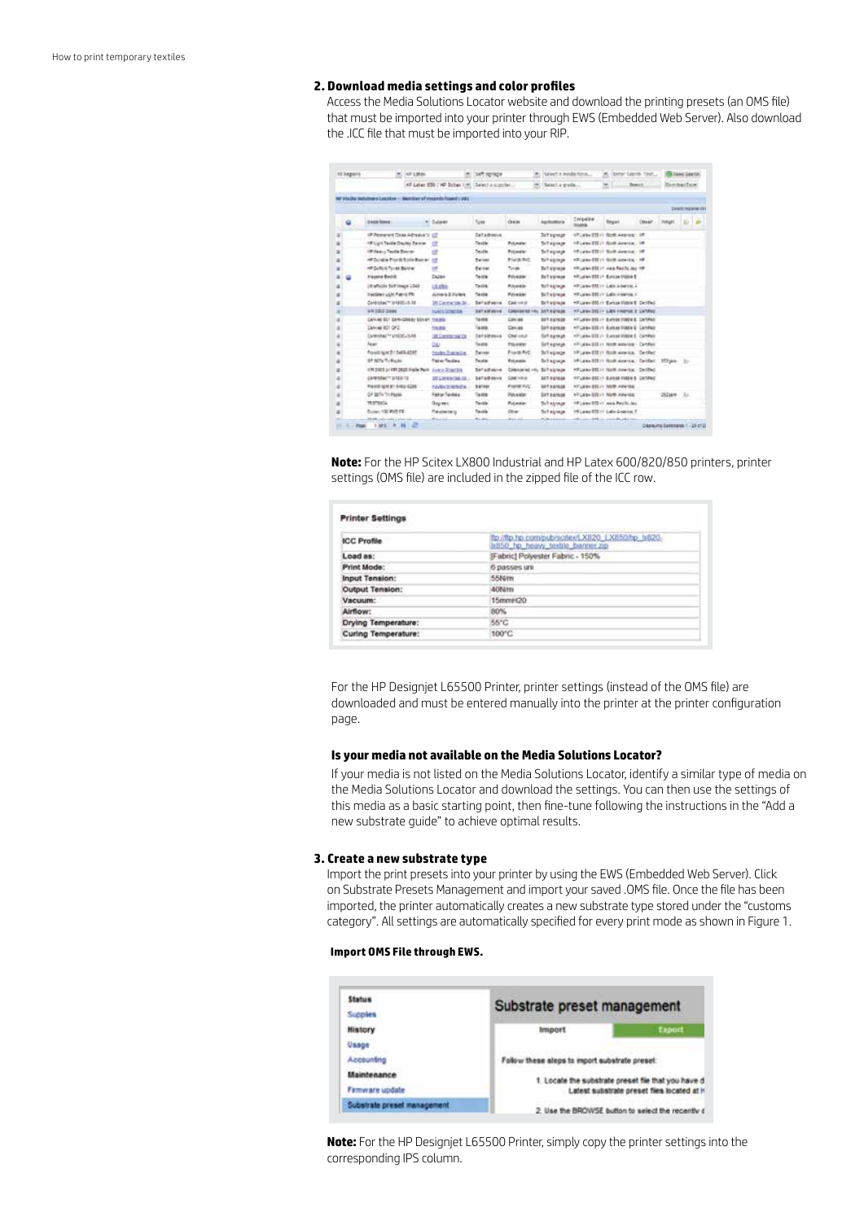## 2. Download media settings and color profiles

Access the Media Solutions Locator website and download the printing presets (an OMS file) that must be imported into your printer through EWS (Embedded Web Server). Also download the .ICC file that must be imported into your RIP.

**Note:** For the HP Scitex LX800 Industrial and HP Latex 600/820/850 printers, printer settings (OMS file) are included in the zipped file of the ICC row.

| Printer Settings | |
|---|---|
| ICC Profile | ftp://ftp.hp.com/pub/scitex/LX820_LX850/hp_lx820-lx850_hp_heavy_textile_banner.zip |
| Load as: | [Fabric] Polyester Fabric - 150% |
| Print Mode: | 6 passes uni |
| Input Tension: | 55N/m |
| Output Tension: | 40N/m |
| Vacuum: | 15mmH20 |
| Airflow: | 80% |
| Drying Temperature: | 55°C |
| Curing Temperature: | 100°C |

For the HP Designjet L65500 Printer, printer settings (instead of the OMS file) are downloaded and must be entered manually into the printer at the printer configuration page.

### Is your media not available on the Media Solutions Locator?

If your media is not listed on the Media Solutions Locator, identify a similar type of media on the Media Solutions Locator and download the settings. You can then use the settings of this media as a basic starting point, then fine-tune following the instructions in the "Add a new substrate guide" to achieve optimal results.

## 3. Create a new substrate type

Import the print presets into your printer by using the EWS (Embedded Web Server). Click on Substrate Presets Management and import your saved .OMS file. Once the file has been imported, the printer automatically creates a new substrate type stored under the "customs category". All settings are automatically specified for every print mode as shown in Figure 1.

**Import OMS File through EWS.**

**Note:** For the HP Designjet L65500 Printer, simply copy the printer settings into the corresponding IPS column.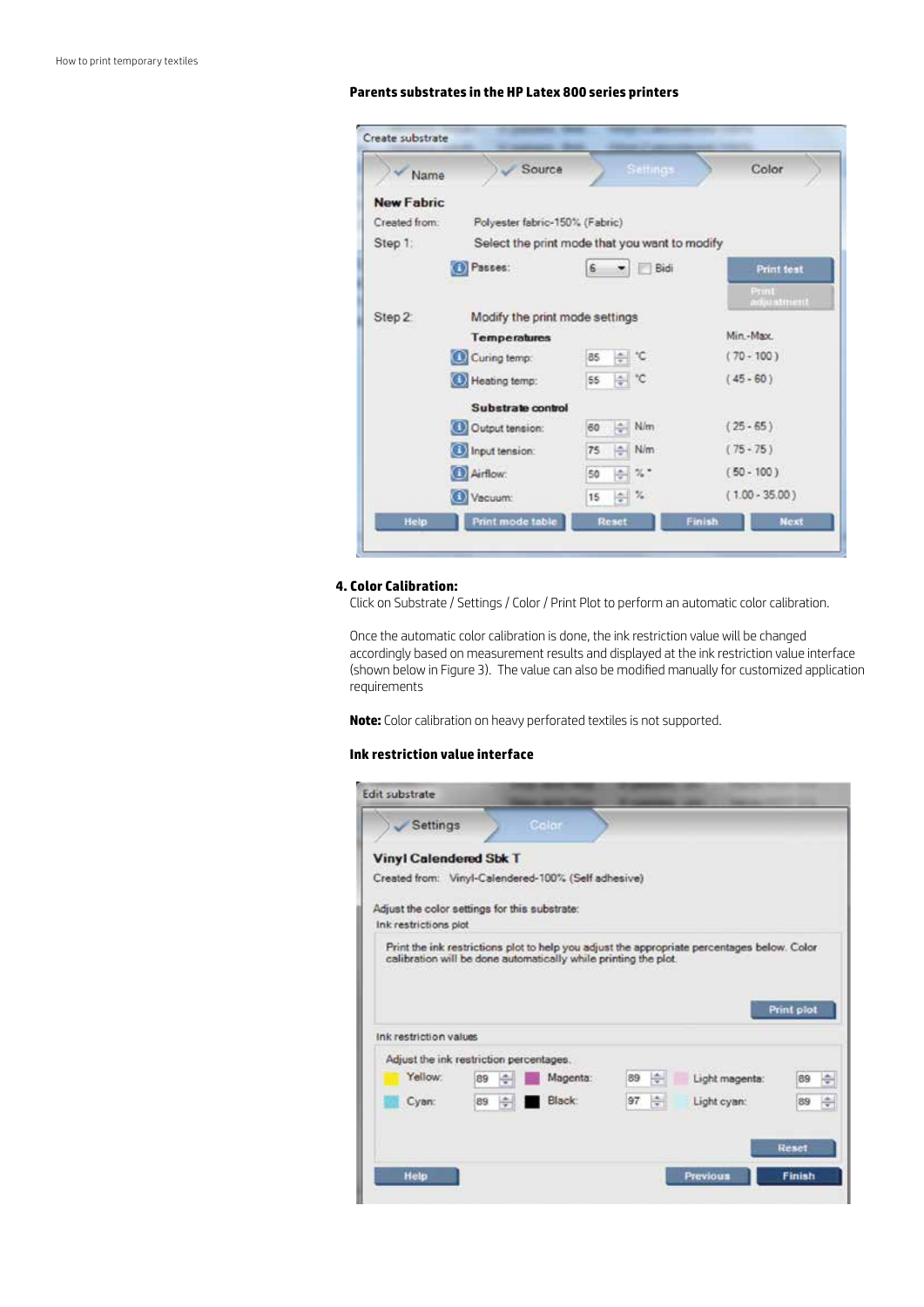**Parents substrates in the HP Latex 800 series printers**

Create substrate

Name | Source | Settings | Color

**New Fabric**

Created from: Polyester fabric-150% (Fabric)

Step 1: Select the print mode that you want to modify

Passes: 6 Bidi

Print test

Print adjustment

Step 2: Modify the print mode settings

| | | | Min.-Max. |
|---|---|---|---|
| **Temperatures** | | | |
| Curing temp: | 85 | °C | ( 70 - 100 ) |
| Heating temp: | 55 | °C | ( 45 - 60 ) |
| **Substrate control** | | | |
| Output tension: | 60 | N/m | ( 25 - 65 ) |
| Input tension: | 75 | N/m | ( 75 - 75 ) |
| Airflow: | 50 | % | ( 50 - 100 ) |
| Vacuum: | 15 | % | ( 1.00 - 35.00 ) |

Help | Print mode table | Reset | Finish | Next

**4. Color Calibration:**

Click on Substrate / Settings / Color / Print Plot to perform an automatic color calibration.

Once the automatic color calibration is done, the ink restriction value will be changed accordingly based on measurement results and displayed at the ink restriction value interface (shown below in Figure 3). The value can also be modified manually for customized application requirements

**Note:** Color calibration on heavy perforated textiles is not supported.

**Ink restriction value interface**

Edit substrate

Settings | Color

**Vinyl Calendered Sbk T**

Created from: Vinyl-Calendered-100% (Self adhesive)

Adjust the color settings for this substrate:

Ink restrictions plot

Print the ink restrictions plot to help you adjust the appropriate percentages below. Color calibration will be done automatically while printing the plot.

Print plot

Ink restriction values

Adjust the ink restriction percentages.

| | | | | | |
|---|---|---|---|---|---|
| Yellow: | 89 | Magenta: | 89 | Light magenta: | 89 |
| Cyan: | 89 | Black: | 97 | Light cyan: | 89 |

Reset

Help | Previous | Finish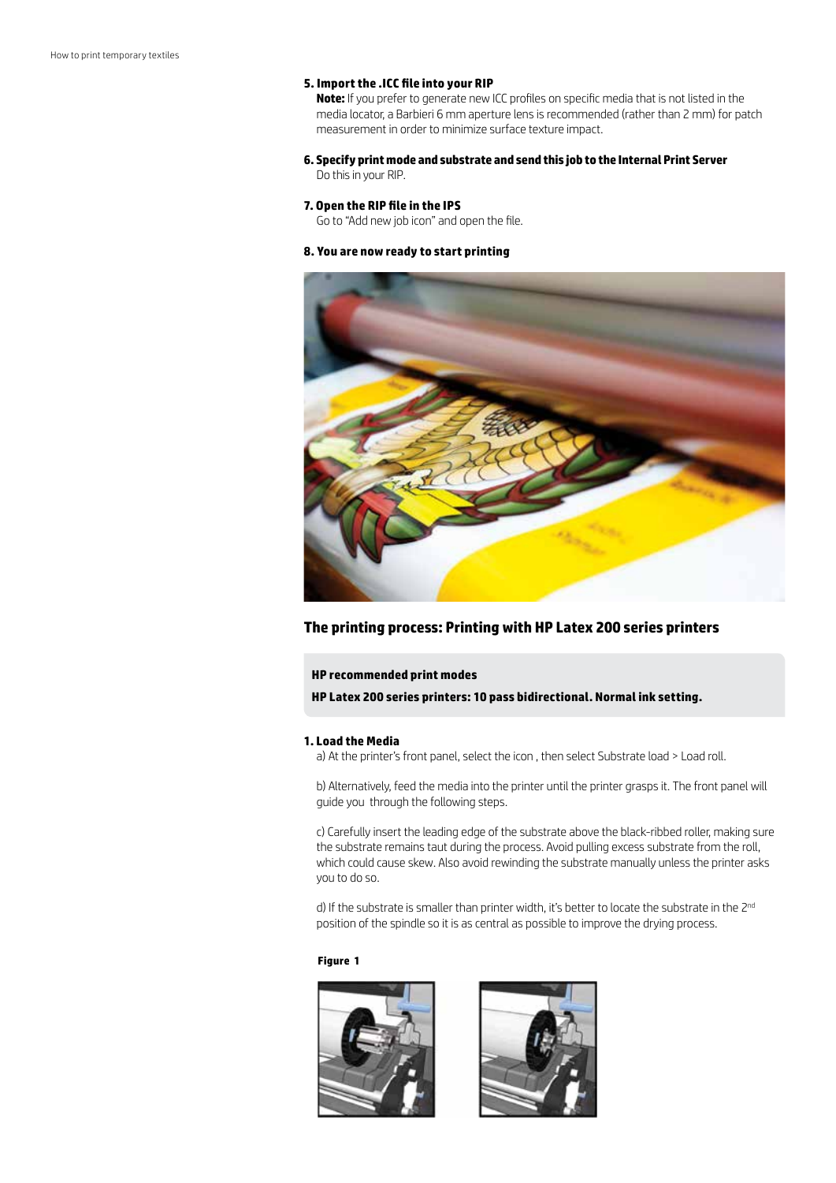**5. Import the .ICC file into your RIP**

**Note:** If you prefer to generate new ICC profiles on specific media that is not listed in the media locator, a Barbieri 6 mm aperture lens is recommended (rather than 2 mm) for patch measurement in order to minimize surface texture impact.

**6. Specify print mode and substrate and send this job to the Internal Print Server**

Do this in your RIP.

**7. Open the RIP file in the IPS**

Go to "Add new job icon" and open the file.

**8. You are now ready to start printing**

## The printing process: Printing with HP Latex 200 series printers

**HP recommended print modes**

**HP Latex 200 series printers: 10 pass bidirectional. Normal ink setting.**

**1. Load the Media**

a) At the printer's front panel, select the icon , then select Substrate load > Load roll.

b) Alternatively, feed the media into the printer until the printer grasps it. The front panel will guide you through the following steps.

c) Carefully insert the leading edge of the substrate above the black-ribbed roller, making sure the substrate remains taut during the process. Avoid pulling excess substrate from the roll, which could cause skew. Also avoid rewinding the substrate manually unless the printer asks you to do so.

d) If the substrate is smaller than printer width, it's better to locate the substrate in the 2nd position of the spindle so it is as central as possible to improve the drying process.

**Figure 1**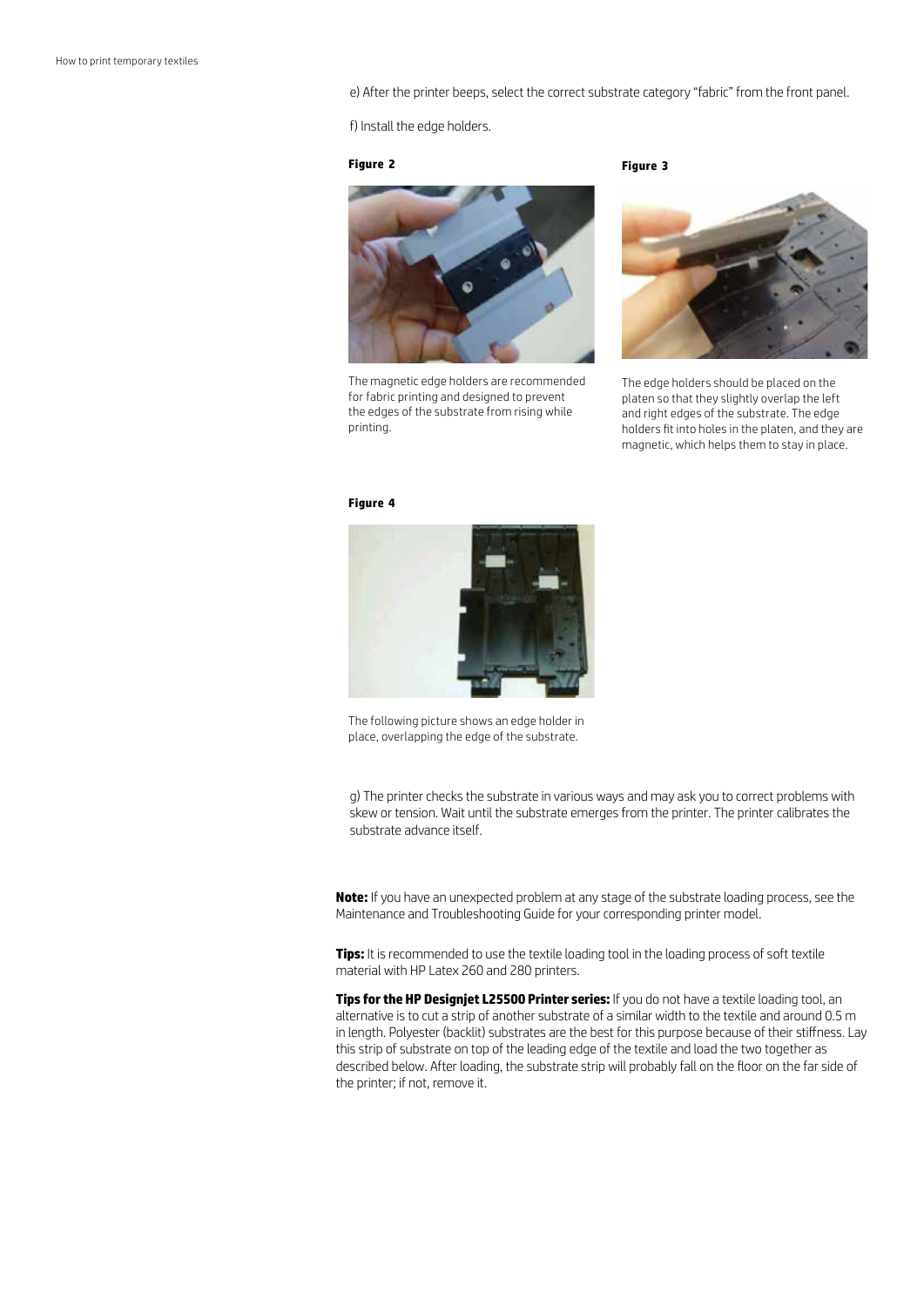e) After the printer beeps, select the correct substrate category "fabric" from the front panel.

f) Install the edge holders.

**Figure 2**

The magnetic edge holders are recommended for fabric printing and designed to prevent the edges of the substrate from rising while printing.

**Figure 3**

The edge holders should be placed on the platen so that they slightly overlap the left and right edges of the substrate. The edge holders fit into holes in the platen, and they are magnetic, which helps them to stay in place.

**Figure 4**

The following picture shows an edge holder in place, overlapping the edge of the substrate.

g) The printer checks the substrate in various ways and may ask you to correct problems with skew or tension. Wait until the substrate emerges from the printer. The printer calibrates the substrate advance itself.

**Note:** If you have an unexpected problem at any stage of the substrate loading process, see the Maintenance and Troubleshooting Guide for your corresponding printer model.

**Tips:** It is recommended to use the textile loading tool in the loading process of soft textile material with HP Latex 260 and 280 printers.

**Tips for the HP Designjet L25500 Printer series:** If you do not have a textile loading tool, an alternative is to cut a strip of another substrate of a similar width to the textile and around 0.5 m in length. Polyester (backlit) substrates are the best for this purpose because of their stiffness. Lay this strip of substrate on top of the leading edge of the textile and load the two together as described below. After loading, the substrate strip will probably fall on the floor on the far side of the printer; if not, remove it.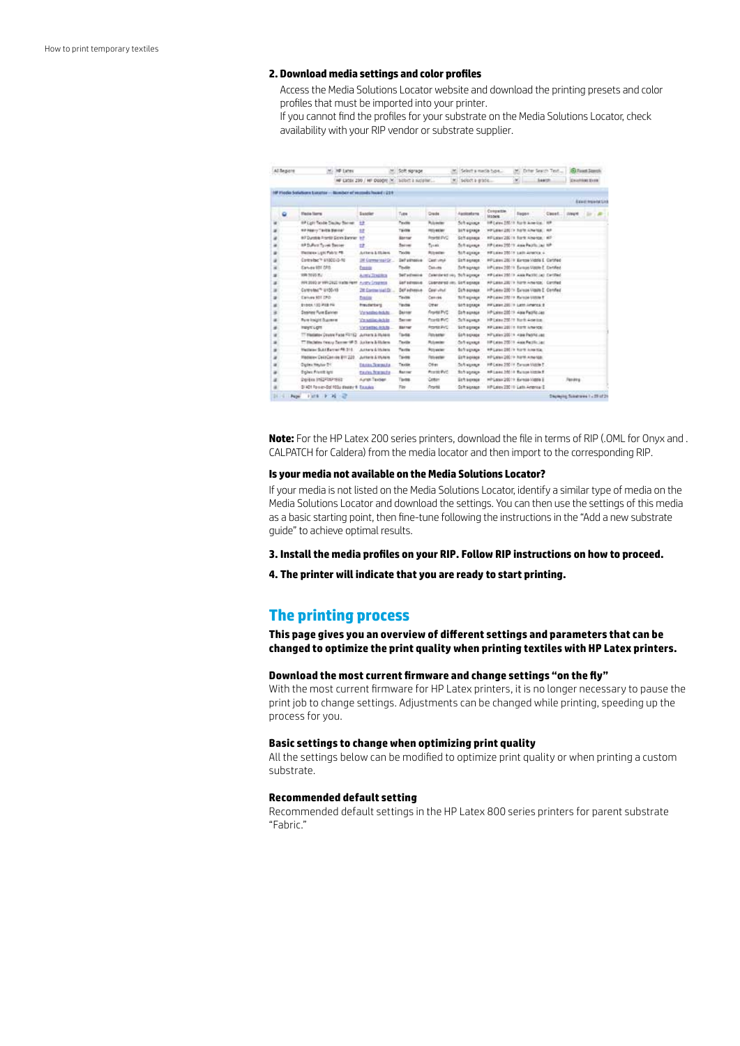## 2. Download media settings and color profiles

Access the Media Solutions Locator website and download the printing presets and color profiles that must be imported into your printer.
If you cannot find the profiles for your substrate on the Media Solutions Locator, check availability with your RIP vendor or substrate supplier.

**Note:** For the HP Latex 200 series printers, download the file in terms of RIP (.OML for Onyx and .CALPATCH for Caldera) from the media locator and then import to the corresponding RIP.

### Is your media not available on the Media Solutions Locator?

If your media is not listed on the Media Solutions Locator, identify a similar type of media on the Media Solutions Locator and download the settings. You can then use the settings of this media as a basic starting point, then fine-tune following the instructions in the "Add a new substrate guide" to achieve optimal results.

**3. Install the media profiles on your RIP. Follow RIP instructions on how to proceed.**

**4. The printer will indicate that you are ready to start printing.**

## The printing process

**This page gives you an overview of different settings and parameters that can be changed to optimize the print quality when printing textiles with HP Latex printers.**

### Download the most current firmware and change settings "on the fly"

With the most current firmware for HP Latex printers, it is no longer necessary to pause the print job to change settings. Adjustments can be changed while printing, speeding up the process for you.

### Basic settings to change when optimizing print quality

All the settings below can be modified to optimize print quality or when printing a custom substrate.

### Recommended default setting

Recommended default settings in the HP Latex 800 series printers for parent substrate "Fabric."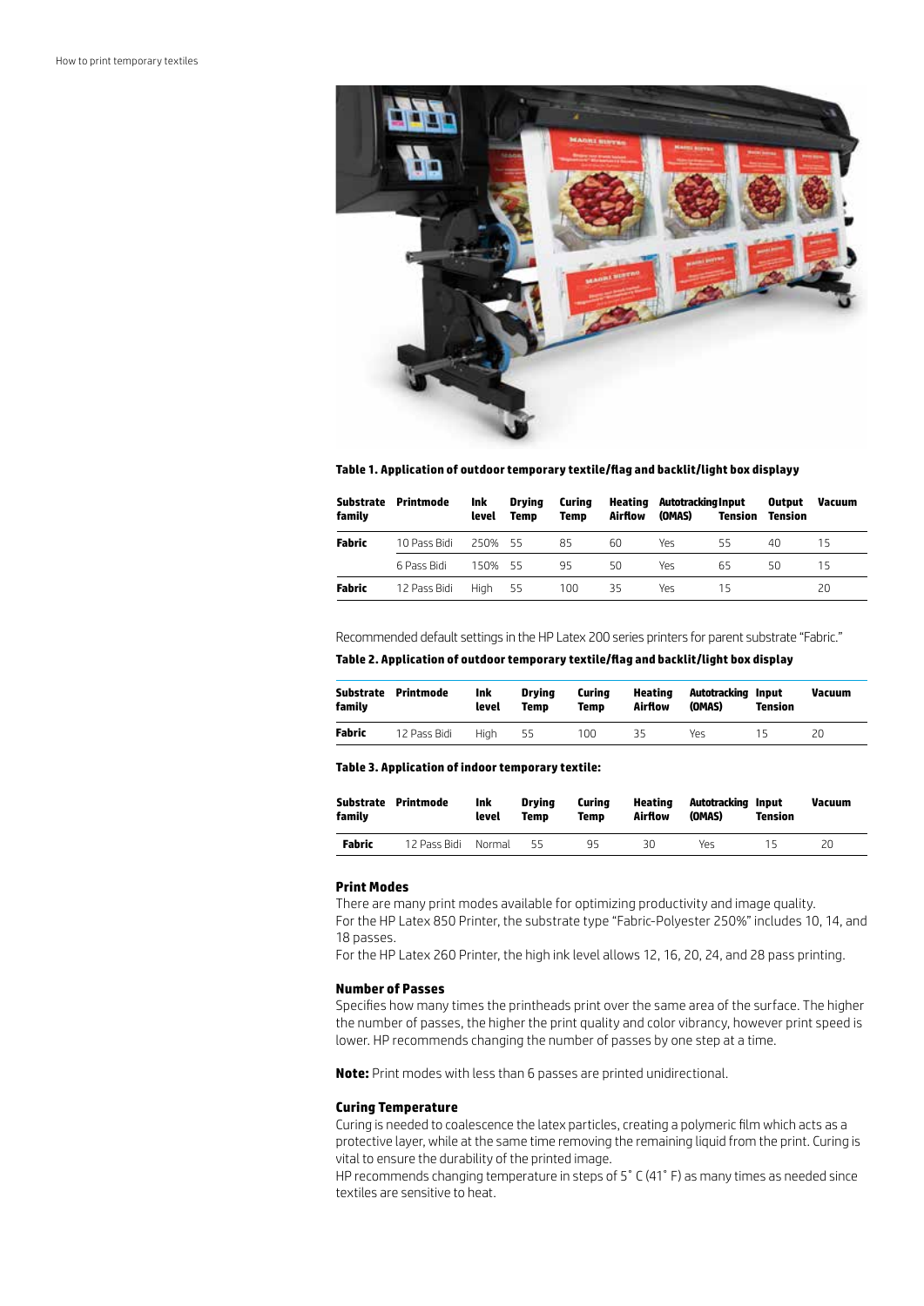**Table 1. Application of outdoor temporary textile/flag and backlit/light box displayy**

| Substrate family | Printmode | Ink level | Drying Temp | Curing Temp | Heating Airflow | Autotracking (OMAS) | Input Tension | Output Tension | Vacuum |
|---|---|---|---|---|---|---|---|---|---|
| **Fabric** | 10 Pass Bidi | 250% | 55 | 85 | 60 | Yes | 55 | 40 | 15 |
| | 6 Pass Bidi | 150% | 55 | 95 | 50 | Yes | 65 | 50 | 15 |
| **Fabric** | 12 Pass Bidi | High | 55 | 100 | 35 | Yes | 15 | | 20 |

Recommended default settings in the HP Latex 200 series printers for parent substrate "Fabric."

**Table 2. Application of outdoor temporary textile/flag and backlit/light box display**

| Substrate family | Printmode | Ink level | Drying Temp | Curing Temp | Heating Airflow | Autotracking (OMAS) | Input Tension | Vacuum |
|---|---|---|---|---|---|---|---|---|
| **Fabric** | 12 Pass Bidi | High | 55 | 100 | 35 | Yes | 15 | 20 |

**Table 3. Application of indoor temporary textile:**

| Substrate family | Printmode | Ink level | Drying Temp | Curing Temp | Heating Airflow | Autotracking (OMAS) | Input Tension | Vacuum |
|---|---|---|---|---|---|---|---|---|
| **Fabric** | 12 Pass Bidi | Normal | 55 | 95 | 30 | Yes | 15 | 20 |

### Print Modes

There are many print modes available for optimizing productivity and image quality.
For the HP Latex 850 Printer, the substrate type "Fabric-Polyester 250%" includes 10, 14, and 18 passes.
For the HP Latex 260 Printer, the high ink level allows 12, 16, 20, 24, and 28 pass printing.

### Number of Passes

Specifies how many times the printheads print over the same area of the surface. The higher the number of passes, the higher the print quality and color vibrancy, however print speed is lower. HP recommends changing the number of passes by one step at a time.

**Note:** Print modes with less than 6 passes are printed unidirectional.

### Curing Temperature

Curing is needed to coalescence the latex particles, creating a polymeric film which acts as a protective layer, while at the same time removing the remaining liquid from the print. Curing is vital to ensure the durability of the printed image.
HP recommends changing temperature in steps of 5˚ C (41˚ F) as many times as needed since textiles are sensitive to heat.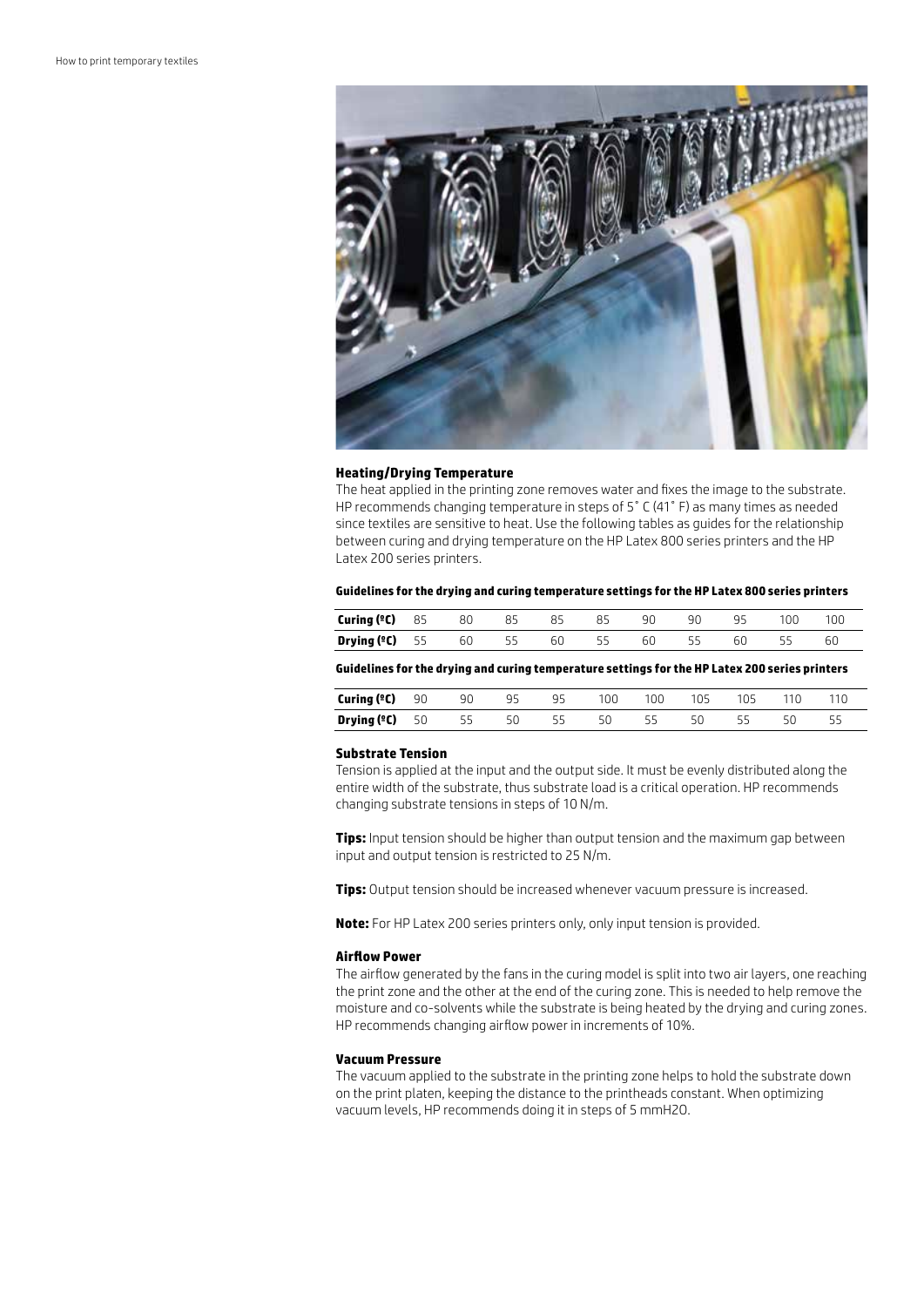### Heating/Drying Temperature

The heat applied in the printing zone removes water and fixes the image to the substrate. HP recommends changing temperature in steps of 5˚ C (41˚ F) as many times as needed since textiles are sensitive to heat. Use the following tables as guides for the relationship between curing and drying temperature on the HP Latex 800 series printers and the HP Latex 200 series printers.

**Guidelines for the drying and curing temperature settings for the HP Latex 800 series printers**

| **Curing (ºC)** | 85 | 80 | 85 | 85 | 85 | 90 | 90 | 95 | 100 | 100 |
|---|---|---|---|---|---|---|---|---|---|---|
| **Drying (ºC)** | 55 | 60 | 55 | 60 | 55 | 60 | 55 | 60 | 55 | 60 |

**Guidelines for the drying and curing temperature settings for the HP Latex 200 series printers**

| **Curing (ºC)** | 90 | 90 | 95 | 95 | 100 | 100 | 105 | 105 | 110 | 110 |
|---|---|---|---|---|---|---|---|---|---|---|
| **Drying (ºC)** | 50 | 55 | 50 | 55 | 50 | 55 | 50 | 55 | 50 | 55 |

### Substrate Tension

Tension is applied at the input and the output side. It must be evenly distributed along the entire width of the substrate, thus substrate load is a critical operation. HP recommends changing substrate tensions in steps of 10 N/m.

**Tips:** Input tension should be higher than output tension and the maximum gap between input and output tension is restricted to 25 N/m.

**Tips:** Output tension should be increased whenever vacuum pressure is increased.

**Note:** For HP Latex 200 series printers only, only input tension is provided.

### Airflow Power

The airflow generated by the fans in the curing model is split into two air layers, one reaching the print zone and the other at the end of the curing zone. This is needed to help remove the moisture and co-solvents while the substrate is being heated by the drying and curing zones. HP recommends changing airflow power in increments of 10%.

### Vacuum Pressure

The vacuum applied to the substrate in the printing zone helps to hold the substrate down on the print platen, keeping the distance to the printheads constant. When optimizing vacuum levels, HP recommends doing it in steps of 5 mmH2O.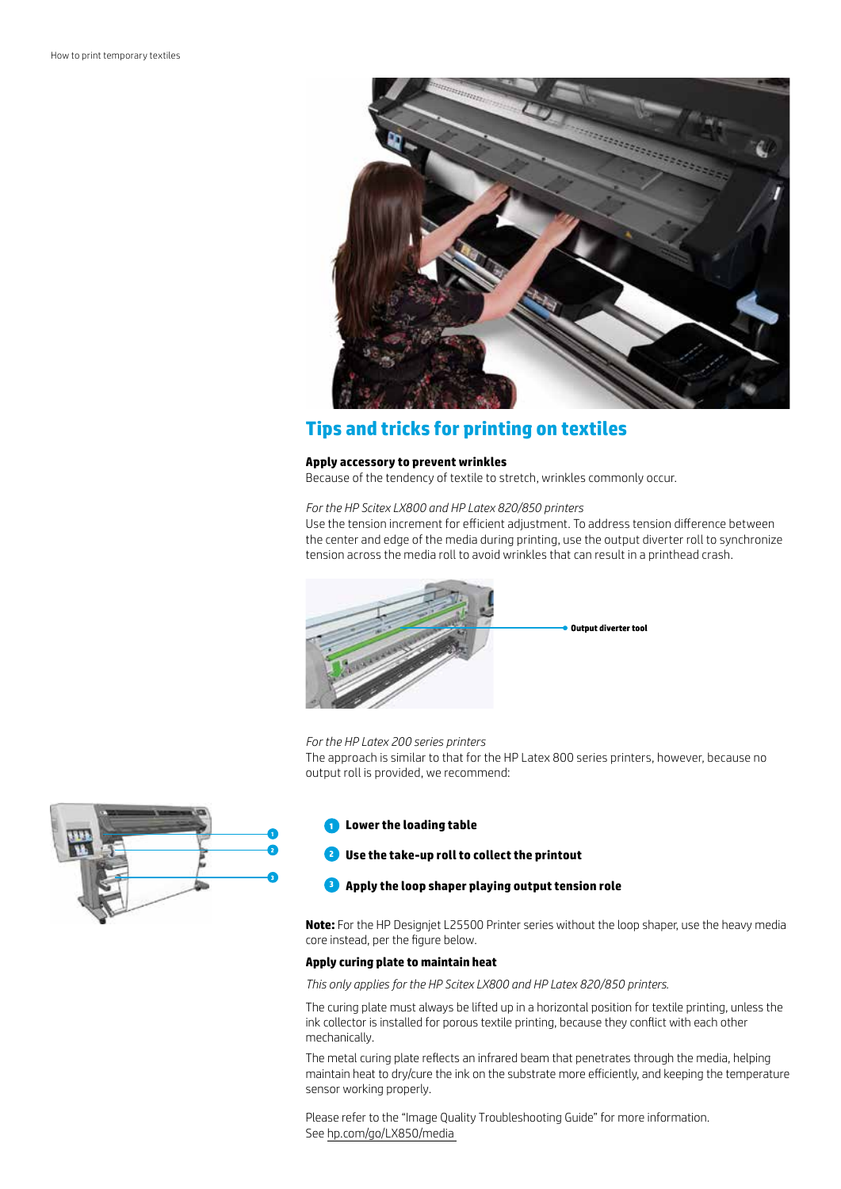## Tips and tricks for printing on textiles

**Apply accessory to prevent wrinkles**

Because of the tendency of textile to stretch, wrinkles commonly occur.

*For the HP Scitex LX800 and HP Latex 820/850 printers*

Use the tension increment for efficient adjustment. To address tension difference between the center and edge of the media during printing, use the output diverter roll to synchronize tension across the media roll to avoid wrinkles that can result in a printhead crash.

Output diverter tool

*For the HP Latex 200 series printers*

The approach is similar to that for the HP Latex 800 series printers, however, because no output roll is provided, we recommend:

1. **Lower the loading table**
2. **Use the take-up roll to collect the printout**
3. **Apply the loop shaper playing output tension role**

**Note:** For the HP Designjet L25500 Printer series without the loop shaper, use the heavy media core instead, per the figure below.

**Apply curing plate to maintain heat**

*This only applies for the HP Scitex LX800 and HP Latex 820/850 printers.*

The curing plate must always be lifted up in a horizontal position for textile printing, unless the ink collector is installed for porous textile printing, because they conflict with each other mechanically.

The metal curing plate reflects an infrared beam that penetrates through the media, helping maintain heat to dry/cure the ink on the substrate more efficiently, and keeping the temperature sensor working properly.

Please refer to the "Image Quality Troubleshooting Guide" for more information.
See hp.com/go/LX850/media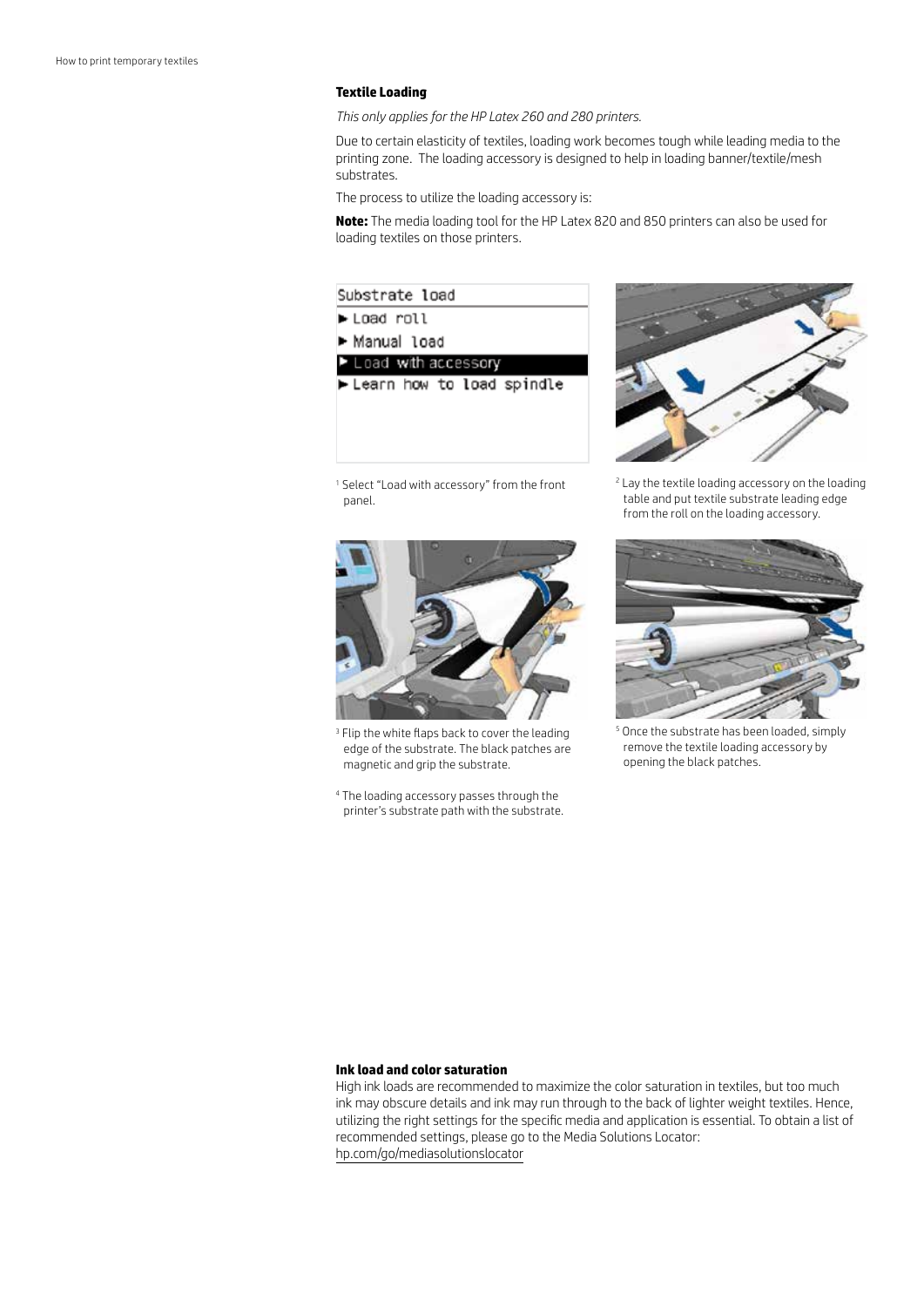### Textile Loading

*This only applies for the HP Latex 260 and 280 printers.*

Due to certain elasticity of textiles, loading work becomes tough while leading media to the printing zone. The loading accessory is designed to help in loading banner/textile/mesh substrates.

The process to utilize the loading accessory is:

**Note:** The media loading tool for the HP Latex 820 and 850 printers can also be used for loading textiles on those printers.

Substrate load

- Load roll
- Manual load
- Load with accessory
- Learn how to load spindle

1 Select "Load with accessory" from the front panel.

2 Lay the textile loading accessory on the loading table and put textile substrate leading edge from the roll on the loading accessory.

3 Flip the white flaps back to cover the leading edge of the substrate. The black patches are magnetic and grip the substrate.

4 The loading accessory passes through the printer's substrate path with the substrate.

5 Once the substrate has been loaded, simply remove the textile loading accessory by opening the black patches.

### Ink load and color saturation

High ink loads are recommended to maximize the color saturation in textiles, but too much ink may obscure details and ink may run through to the back of lighter weight textiles. Hence, utilizing the right settings for the specific media and application is essential. To obtain a list of recommended settings, please go to the Media Solutions Locator: hp.com/go/mediasolutionslocator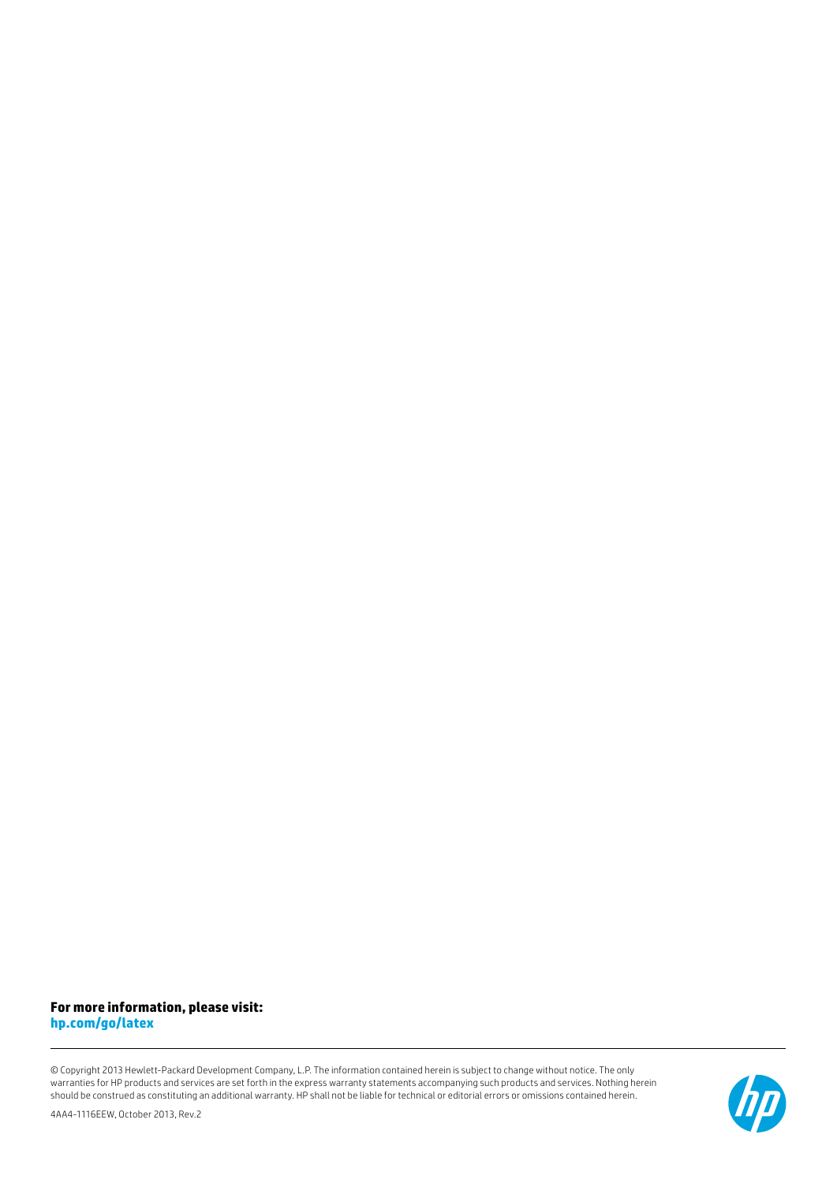**For more information, please visit:**
**hp.com/go/latex**

---

© Copyright 2013 Hewlett-Packard Development Company, L.P. The information contained herein is subject to change without notice. The only warranties for HP products and services are set forth in the express warranty statements accompanying such products and services. Nothing herein should be construed as constituting an additional warranty. HP shall not be liable for technical or editorial errors or omissions contained herein.

4AA4-1116EEW, October 2013, Rev.2